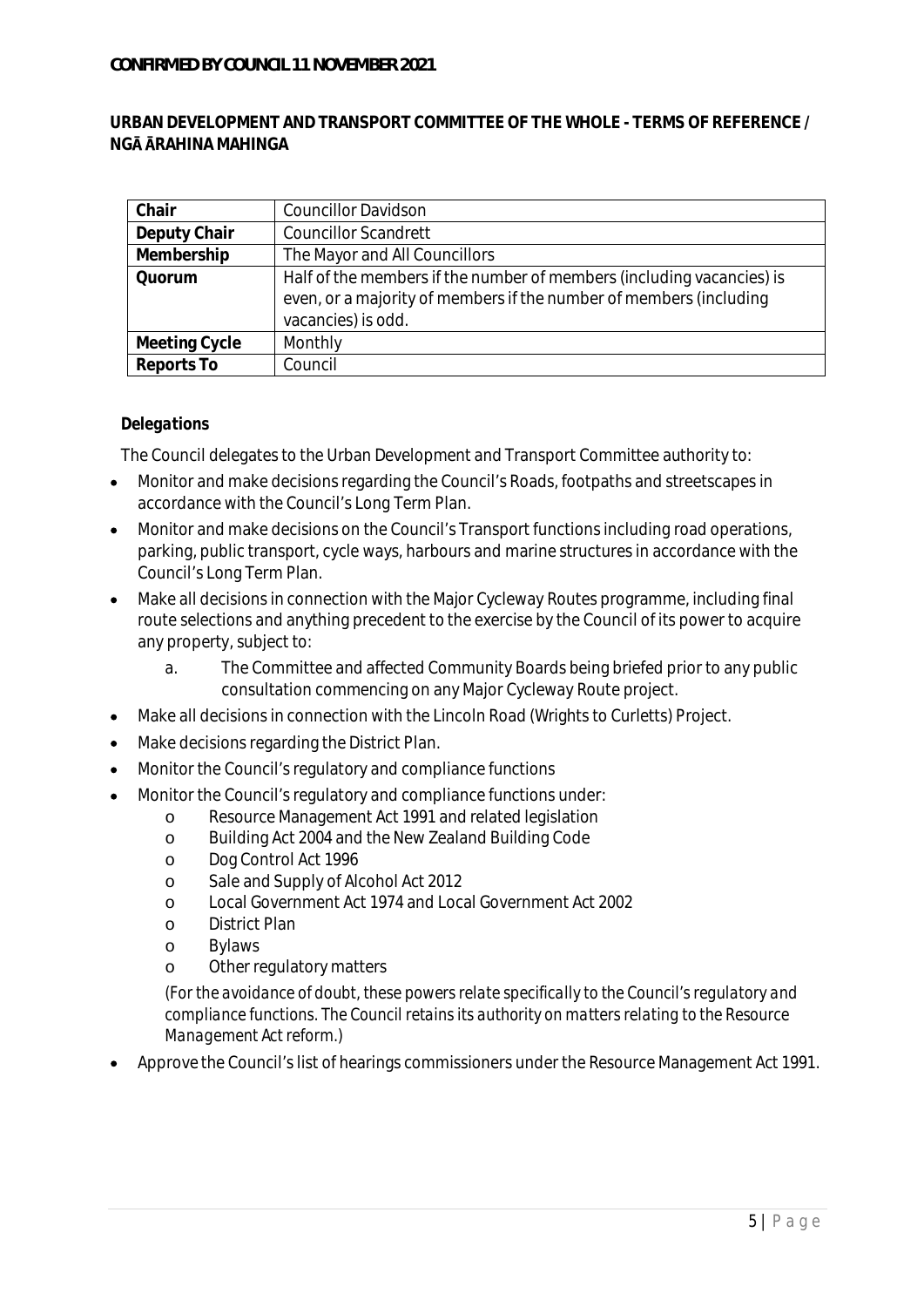**CONFIRMED BY COUNCIL 11 NOVEMBER 2021**

## URBAN DEVELOPMENT AND TRANSPORT COMMITTEE OF THE WHOLE - TERMS OF REFERENCE / NGĀ ĀRAHINA MAHINGA

| | |
|---|---|
| **Chair** | Councillor Davidson |
| **Deputy Chair** | Councillor Scandrett |
| **Membership** | The Mayor and All Councillors |
| **Quorum** | Half of the members if the number of members (including vacancies) is even, or a majority of members if the number of members (including vacancies) is odd. |
| **Meeting Cycle** | Monthly |
| **Reports To** | Council |

### *Delegations*

The Council delegates to the Urban Development and Transport Committee authority to:

- Monitor and make decisions regarding the Council's Roads, footpaths and streetscapes in accordance with the Council's Long Term Plan.
- Monitor and make decisions on the Council's Transport functions including road operations, parking, public transport, cycle ways, harbours and marine structures in accordance with the Council's Long Term Plan.
- Make all decisions in connection with the Major Cycleway Routes programme, including final route selections and anything precedent to the exercise by the Council of its power to acquire any property, subject to:
    a. The Committee and affected Community Boards being briefed prior to any public consultation commencing on any Major Cycleway Route project.
- Make all decisions in connection with the Lincoln Road (Wrights to Curletts) Project.
- Make decisions regarding the District Plan.
- Monitor the Council's regulatory and compliance functions
- Monitor the Council's regulatory and compliance functions under:
    - Resource Management Act 1991 and related legislation
    - Building Act 2004 and the New Zealand Building Code
    - Dog Control Act 1996
    - Sale and Supply of Alcohol Act 2012
    - Local Government Act 1974 and Local Government Act 2002
    - District Plan
    - Bylaws
    - Other regulatory matters

  *(For the avoidance of doubt, these powers relate specifically to the Council's regulatory and compliance functions. The Council retains its authority on matters relating to the Resource Management Act reform.)*
- Approve the Council's list of hearings commissioners under the Resource Management Act 1991.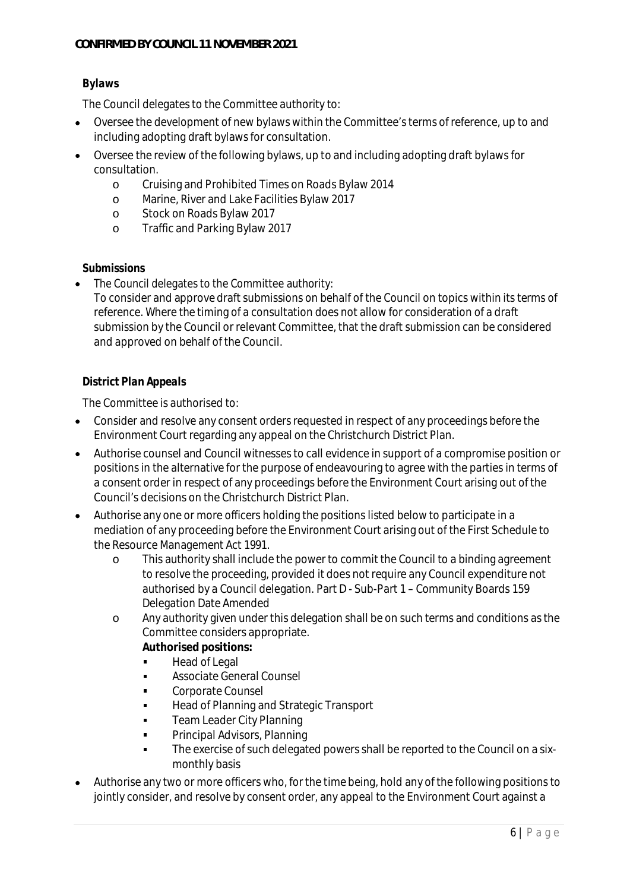**Bylaws**

The Council delegates to the Committee authority to:

- Oversee the development of new bylaws within the Committee's terms of reference, up to and including adopting draft bylaws for consultation.
- Oversee the review of the following bylaws, up to and including adopting draft bylaws for consultation.
  - Cruising and Prohibited Times on Roads Bylaw 2014
  - Marine, River and Lake Facilities Bylaw 2017
  - Stock on Roads Bylaw 2017
  - Traffic and Parking Bylaw 2017

**Submissions**

- The Council delegates to the Committee authority:
  To consider and approve draft submissions on behalf of the Council on topics within its terms of reference. Where the timing of a consultation does not allow for consideration of a draft submission by the Council or relevant Committee, that the draft submission can be considered and approved on behalf of the Council.

**District Plan Appeals**

The Committee is authorised to:

- Consider and resolve any consent orders requested in respect of any proceedings before the Environment Court regarding any appeal on the Christchurch District Plan.
- Authorise counsel and Council witnesses to call evidence in support of a compromise position or positions in the alternative for the purpose of endeavouring to agree with the parties in terms of a consent order in respect of any proceedings before the Environment Court arising out of the Council's decisions on the Christchurch District Plan.
- Authorise any one or more officers holding the positions listed below to participate in a mediation of any proceeding before the Environment Court arising out of the First Schedule to the Resource Management Act 1991.
  - This authority shall include the power to commit the Council to a binding agreement to resolve the proceeding, provided it does not require any Council expenditure not authorised by a Council delegation. Part D - Sub-Part 1 – Community Boards 159 Delegation Date Amended
  - Any authority given under this delegation shall be on such terms and conditions as the Committee considers appropriate.
    **Authorised positions:**
    - Head of Legal
    - Associate General Counsel
    - Corporate Counsel
    - Head of Planning and Strategic Transport
    - Team Leader City Planning
    - Principal Advisors, Planning
    - The exercise of such delegated powers shall be reported to the Council on a six-monthly basis
- Authorise any two or more officers who, for the time being, hold any of the following positions to jointly consider, and resolve by consent order, any appeal to the Environment Court against a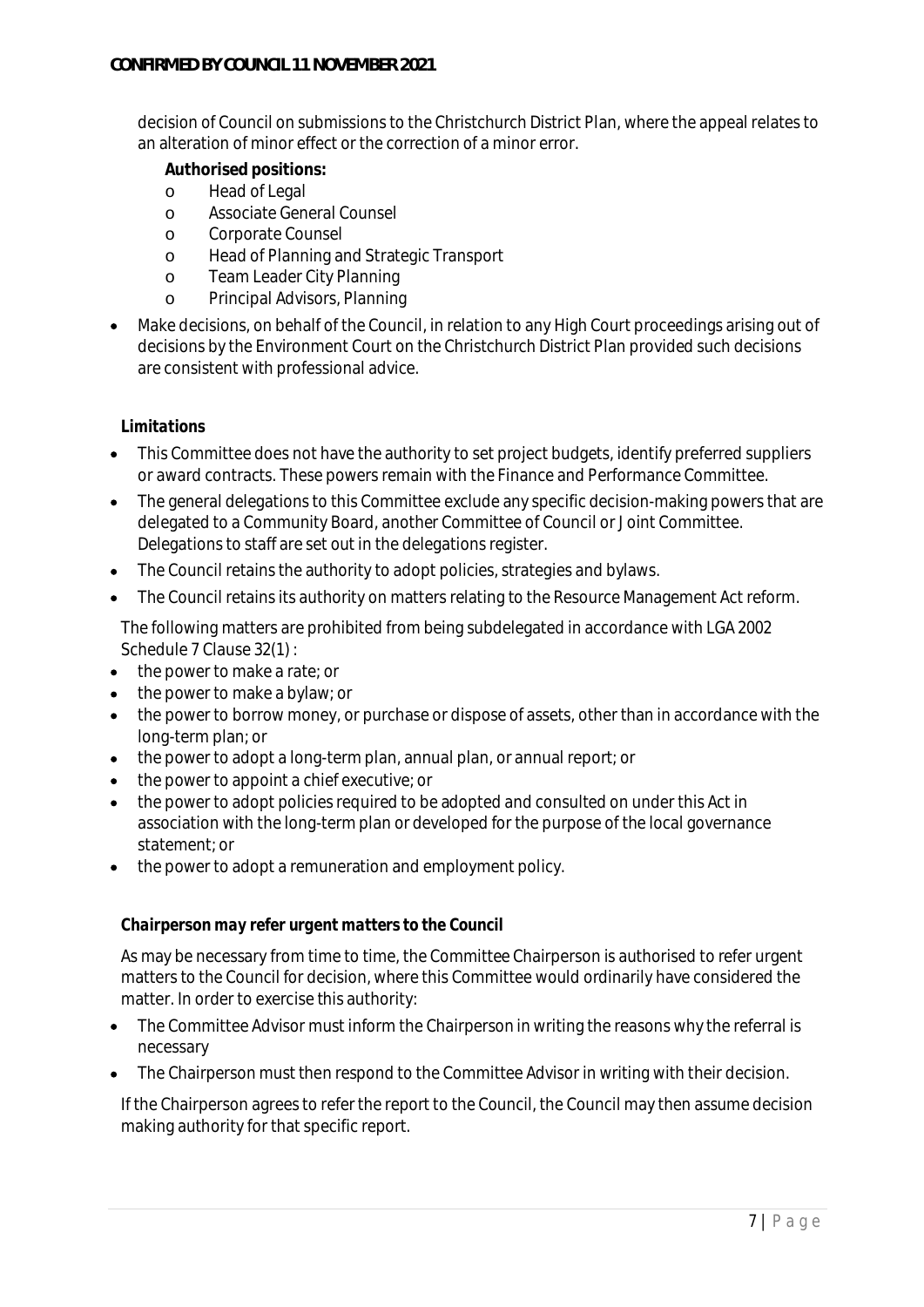decision of Council on submissions to the Christchurch District Plan, where the appeal relates to an alteration of minor effect or the correction of a minor error.

**Authorised positions:**

- Head of Legal
- Associate General Counsel
- Corporate Counsel
- Head of Planning and Strategic Transport
- Team Leader City Planning
- Principal Advisors, Planning

- Make decisions, on behalf of the Council, in relation to any High Court proceedings arising out of decisions by the Environment Court on the Christchurch District Plan provided such decisions are consistent with professional advice.

***Limitations***

- This Committee does not have the authority to set project budgets, identify preferred suppliers or award contracts. These powers remain with the Finance and Performance Committee.
- The general delegations to this Committee exclude any specific decision-making powers that are delegated to a Community Board, another Committee of Council or Joint Committee. Delegations to staff are set out in the delegations register.
- The Council retains the authority to adopt policies, strategies and bylaws.
- The Council retains its authority on matters relating to the Resource Management Act reform.

The following matters are prohibited from being subdelegated in accordance with LGA 2002 Schedule 7 Clause 32(1) :

- the power to make a rate; or
- the power to make a bylaw; or
- the power to borrow money, or purchase or dispose of assets, other than in accordance with the long-term plan; or
- the power to adopt a long-term plan, annual plan, or annual report; or
- the power to appoint a chief executive; or
- the power to adopt policies required to be adopted and consulted on under this Act in association with the long-term plan or developed for the purpose of the local governance statement; or
- the power to adopt a remuneration and employment policy.

***Chairperson may refer urgent matters to the Council***

As may be necessary from time to time, the Committee Chairperson is authorised to refer urgent matters to the Council for decision, where this Committee would ordinarily have considered the matter. In order to exercise this authority:

- The Committee Advisor must inform the Chairperson in writing the reasons why the referral is necessary
- The Chairperson must then respond to the Committee Advisor in writing with their decision.

If the Chairperson agrees to refer the report to the Council, the Council may then assume decision making authority for that specific report.